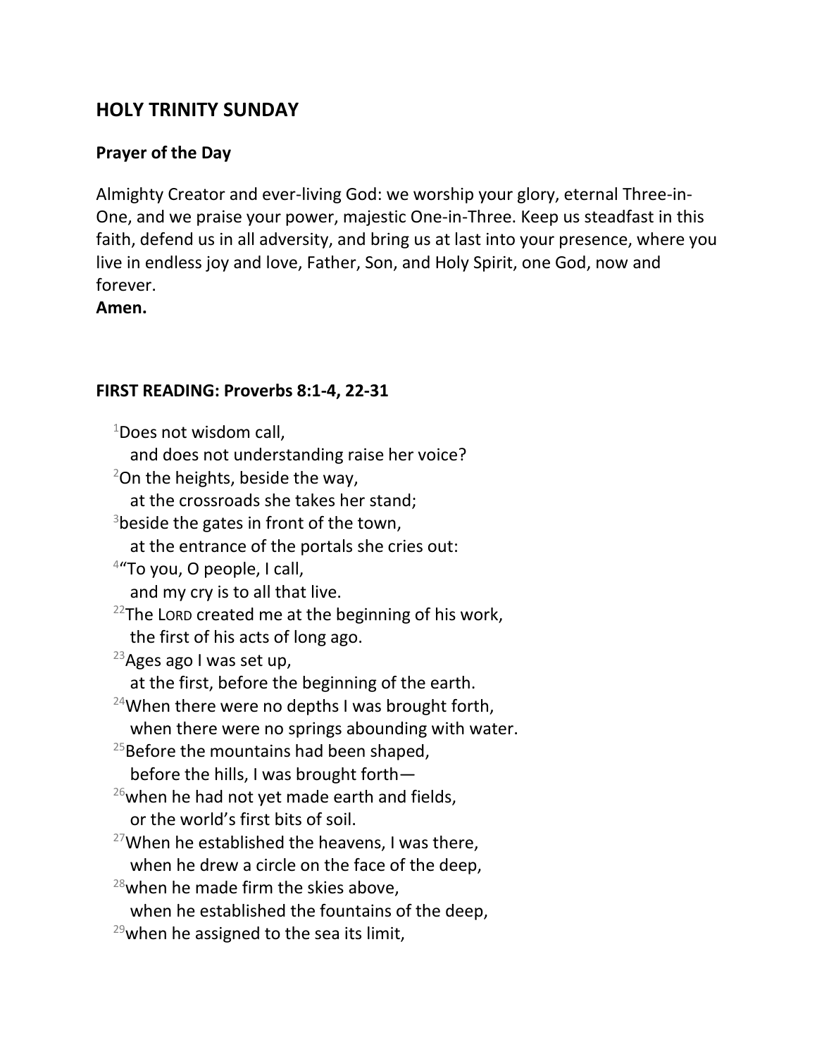## HOLY TRINITY SUNDAY

### Prayer of the Day

Almighty Creator and ever-living God: we worship your glory, eternal Three-in-One, and we praise your power, majestic One-in-Three. Keep us steadfast in this faith, defend us in all adversity, and bring us at last into your presence, where you live in endless joy and love, Father, Son, and Holy Spirit, one God, now and forever.
**Amen.**

### FIRST READING: Proverbs 8:1-4, 22-31

[1]Does not wisdom call,
and does not understanding raise her voice?
[2]On the heights, beside the way,
at the crossroads she takes her stand;
[3]beside the gates in front of the town,
at the entrance of the portals she cries out:
[4]"To you, O people, I call,
and my cry is to all that live.
[22]The LORD created me at the beginning of his work,
the first of his acts of long ago.
[23]Ages ago I was set up,
at the first, before the beginning of the earth.
[24]When there were no depths I was brought forth,
when there were no springs abounding with water.
[25]Before the mountains had been shaped,
before the hills, I was brought forth—
[26]when he had not yet made earth and fields,
or the world's first bits of soil.
[27]When he established the heavens, I was there,
when he drew a circle on the face of the deep,
[28]when he made firm the skies above,
when he established the fountains of the deep,
[29]when he assigned to the sea its limit,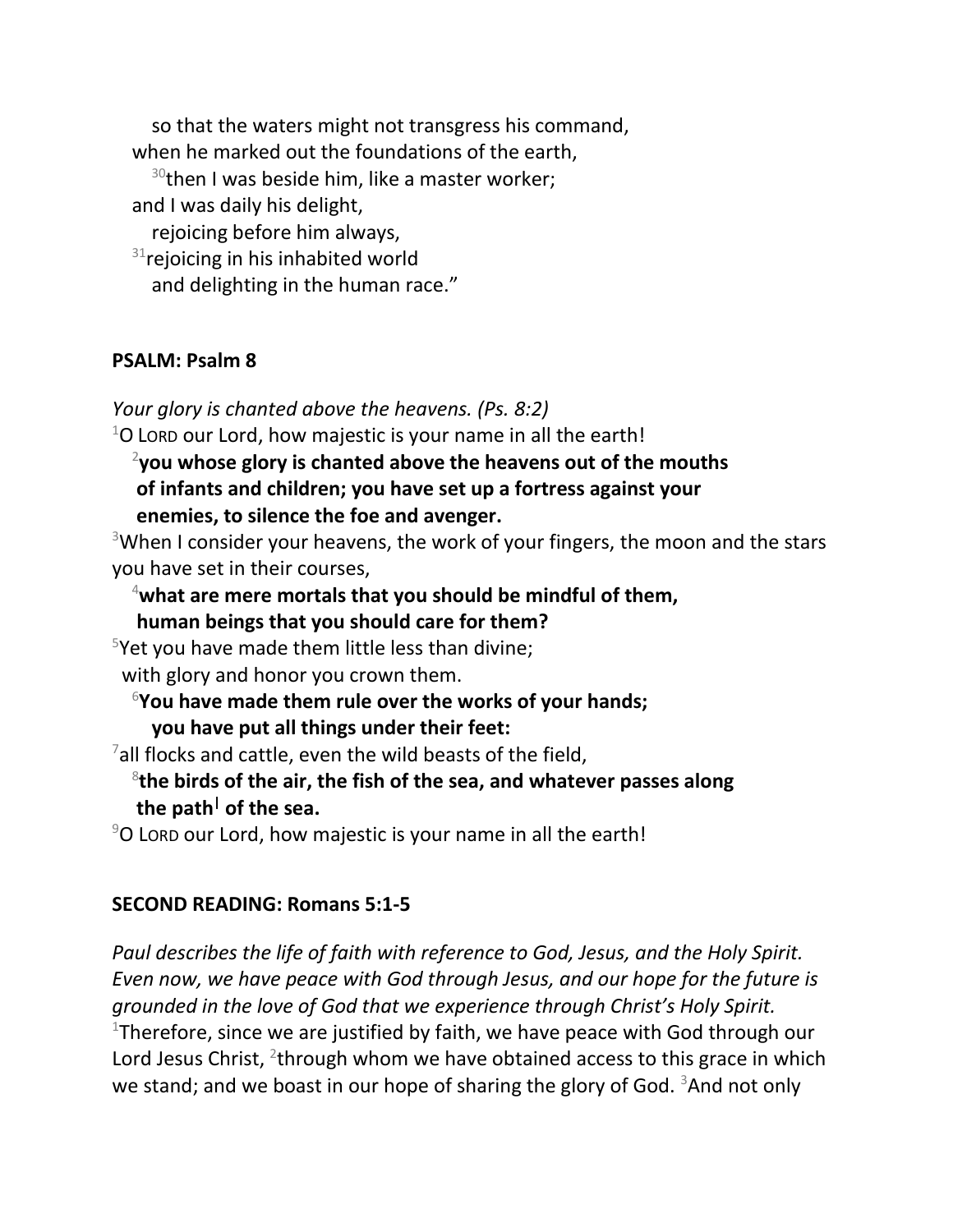so that the waters might not transgress his command,
when he marked out the foundations of the earth,
[30]then I was beside him, like a master worker;
and I was daily his delight,
rejoicing before him always,
[31]rejoicing in his inhabited world
and delighting in the human race."

**PSALM: Psalm 8**

*Your glory is chanted above the heavens. (Ps. 8:2)*

[1]O LORD our Lord, how majestic is your name in all the earth!

**[2]you whose glory is chanted above the heavens out of the mouths of infants and children; you have set up a fortress against your enemies, to silence the foe and avenger.**

[3]When I consider your heavens, the work of your fingers, the moon and the stars you have set in their courses,

**[4]what are mere mortals that you should be mindful of them, human beings that you should care for them?**

[5]Yet you have made them little less than divine;
with glory and honor you crown them.

**[6]You have made them rule over the works of your hands; you have put all things under their feet:**

[7]all flocks and cattle, even the wild beasts of the field,

**[8]the birds of the air, the fish of the sea, and whatever passes along the path[l] of the sea.**

[9]O LORD our Lord, how majestic is your name in all the earth!

**SECOND READING: Romans 5:1-5**

*Paul describes the life of faith with reference to God, Jesus, and the Holy Spirit. Even now, we have peace with God through Jesus, and our hope for the future is grounded in the love of God that we experience through Christ's Holy Spirit.*

[1]Therefore, since we are justified by faith, we have peace with God through our Lord Jesus Christ, [2]through whom we have obtained access to this grace in which we stand; and we boast in our hope of sharing the glory of God. [3]And not only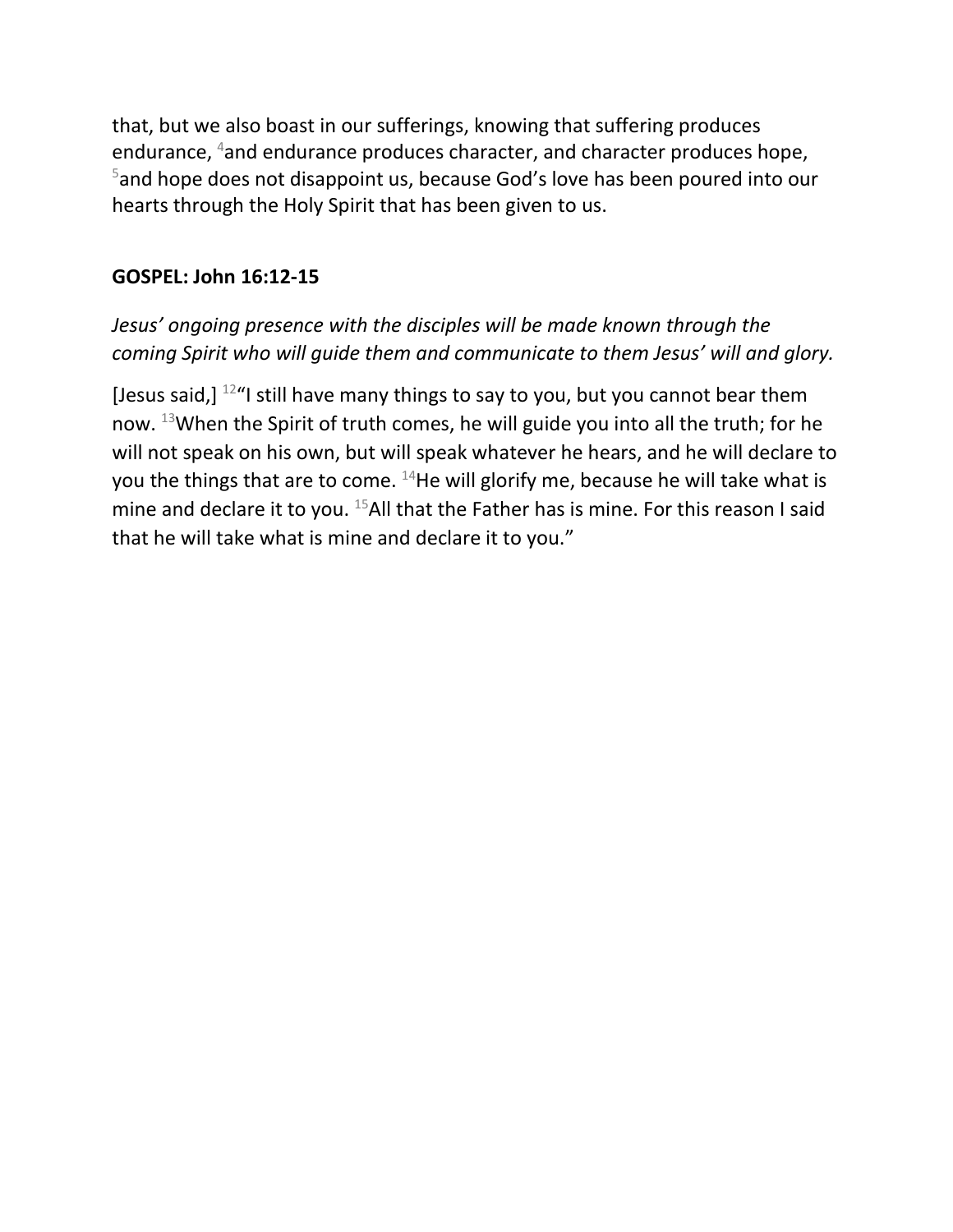that, but we also boast in our sufferings, knowing that suffering produces endurance, [4]and endurance produces character, and character produces hope, [5]and hope does not disappoint us, because God's love has been poured into our hearts through the Holy Spirit that has been given to us.

**GOSPEL: John 16:12-15**

*Jesus' ongoing presence with the disciples will be made known through the coming Spirit who will guide them and communicate to them Jesus' will and glory.*

[Jesus said,] [12]"I still have many things to say to you, but you cannot bear them now. [13]When the Spirit of truth comes, he will guide you into all the truth; for he will not speak on his own, but will speak whatever he hears, and he will declare to you the things that are to come. [14]He will glorify me, because he will take what is mine and declare it to you. [15]All that the Father has is mine. For this reason I said that he will take what is mine and declare it to you."